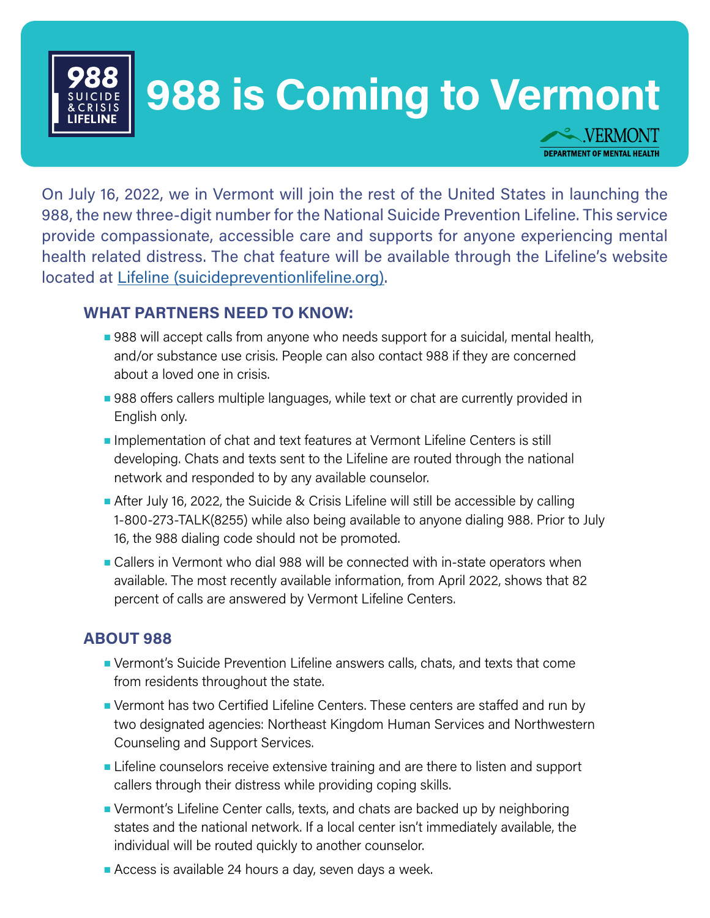# 988 is Coming to Vermont

VERMONT
DEPARTMENT OF MENTAL HEALTH

On July 16, 2022, we in Vermont will join the rest of the United States in launching the 988, the new three-digit number for the National Suicide Prevention Lifeline. This service provide compassionate, accessible care and supports for anyone experiencing mental health related distress. The chat feature will be available through the Lifeline's website located at [Lifeline (suicidepreventionlifeline.org)](https://suicidepreventionlifeline.org).

## WHAT PARTNERS NEED TO KNOW:

- 988 will accept calls from anyone who needs support for a suicidal, mental health, and/or substance use crisis. People can also contact 988 if they are concerned about a loved one in crisis.
- 988 offers callers multiple languages, while text or chat are currently provided in English only.
- Implementation of chat and text features at Vermont Lifeline Centers is still developing. Chats and texts sent to the Lifeline are routed through the national network and responded to by any available counselor.
- After July 16, 2022, the Suicide & Crisis Lifeline will still be accessible by calling 1-800-273-TALK(8255) while also being available to anyone dialing 988. Prior to July 16, the 988 dialing code should not be promoted.
- Callers in Vermont who dial 988 will be connected with in-state operators when available. The most recently available information, from April 2022, shows that 82 percent of calls are answered by Vermont Lifeline Centers.

## ABOUT 988

- Vermont's Suicide Prevention Lifeline answers calls, chats, and texts that come from residents throughout the state.
- Vermont has two Certified Lifeline Centers. These centers are staffed and run by two designated agencies: Northeast Kingdom Human Services and Northwestern Counseling and Support Services.
- Lifeline counselors receive extensive training and are there to listen and support callers through their distress while providing coping skills.
- Vermont's Lifeline Center calls, texts, and chats are backed up by neighboring states and the national network. If a local center isn't immediately available, the individual will be routed quickly to another counselor.
- Access is available 24 hours a day, seven days a week.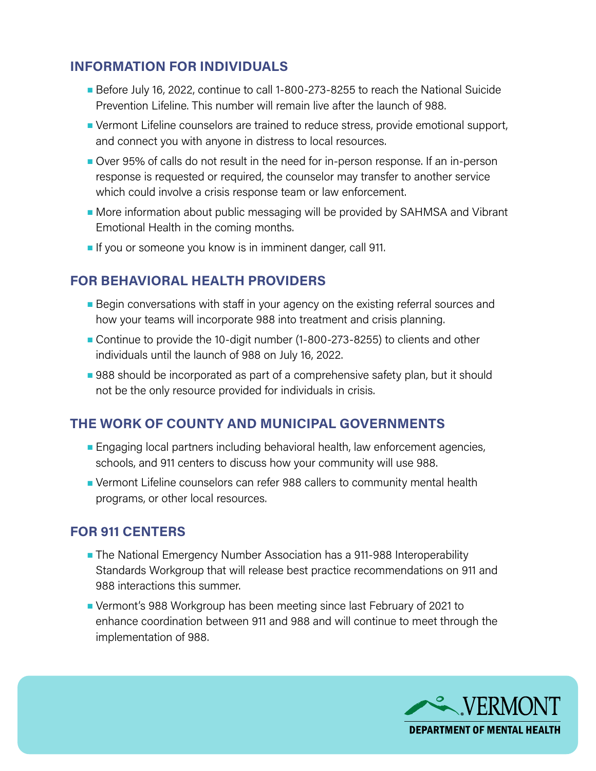## INFORMATION FOR INDIVIDUALS

- Before July 16, 2022, continue to call 1-800-273-8255 to reach the National Suicide Prevention Lifeline. This number will remain live after the launch of 988.
- Vermont Lifeline counselors are trained to reduce stress, provide emotional support, and connect you with anyone in distress to local resources.
- Over 95% of calls do not result in the need for in-person response. If an in-person response is requested or required, the counselor may transfer to another service which could involve a crisis response team or law enforcement.
- More information about public messaging will be provided by SAHMSA and Vibrant Emotional Health in the coming months.
- If you or someone you know is in imminent danger, call 911.

## FOR BEHAVIORAL HEALTH PROVIDERS

- Begin conversations with staff in your agency on the existing referral sources and how your teams will incorporate 988 into treatment and crisis planning.
- Continue to provide the 10-digit number (1-800-273-8255) to clients and other individuals until the launch of 988 on July 16, 2022.
- 988 should be incorporated as part of a comprehensive safety plan, but it should not be the only resource provided for individuals in crisis.

## THE WORK OF COUNTY AND MUNICIPAL GOVERNMENTS

- Engaging local partners including behavioral health, law enforcement agencies, schools, and 911 centers to discuss how your community will use 988.
- Vermont Lifeline counselors can refer 988 callers to community mental health programs, or other local resources.

## FOR 911 CENTERS

- The National Emergency Number Association has a 911-988 Interoperability Standards Workgroup that will release best practice recommendations on 911 and 988 interactions this summer.
- Vermont's 988 Workgroup has been meeting since last February of 2021 to enhance coordination between 911 and 988 and will continue to meet through the implementation of 988.

VERMONT
DEPARTMENT OF MENTAL HEALTH